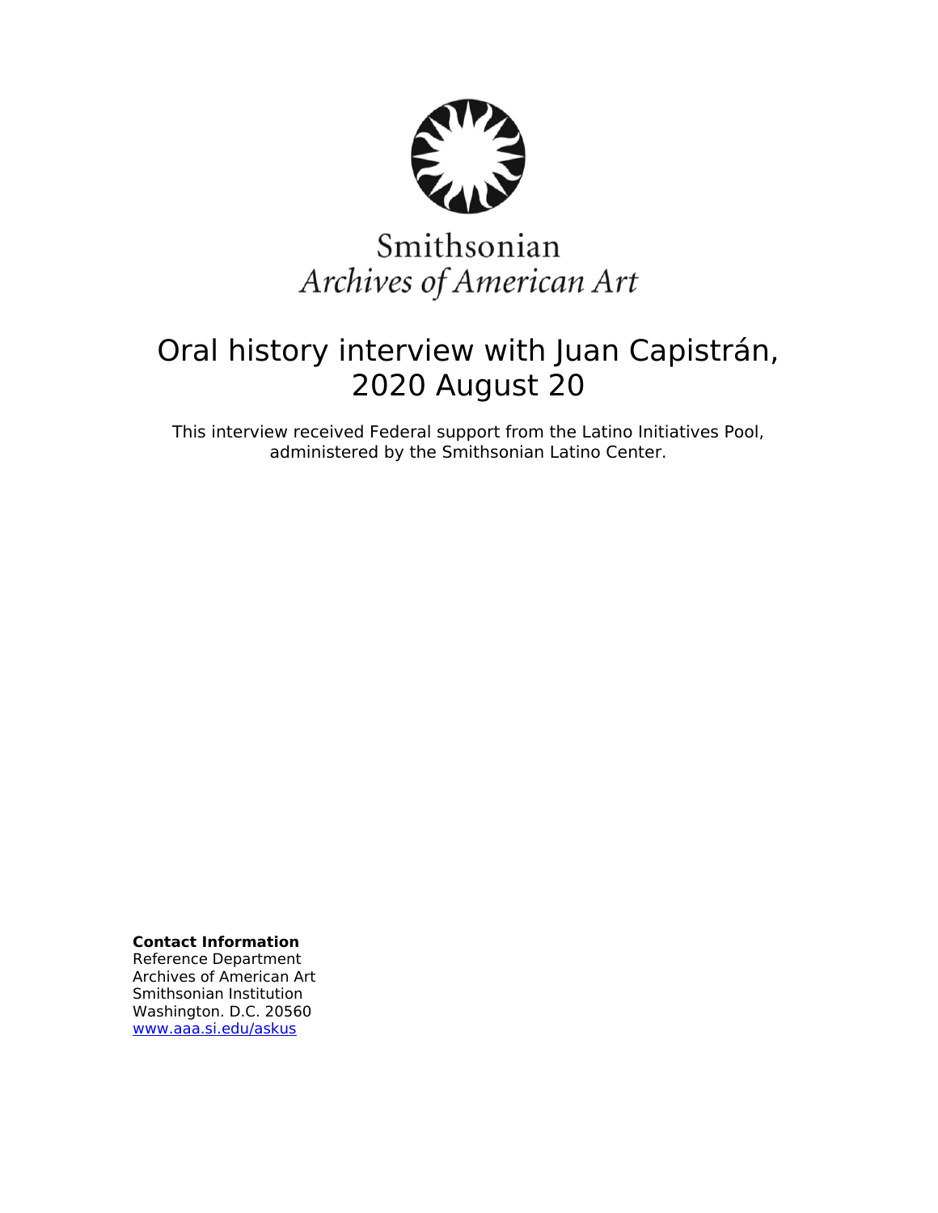Smithsonian
*Archives of American Art*

# Oral history interview with Juan Capistrán, 2020 August 20

This interview received Federal support from the Latino Initiatives Pool, administered by the Smithsonian Latino Center.

**Contact Information**
Reference Department
Archives of American Art
Smithsonian Institution
Washington. D.C. 20560
www.aaa.si.edu/askus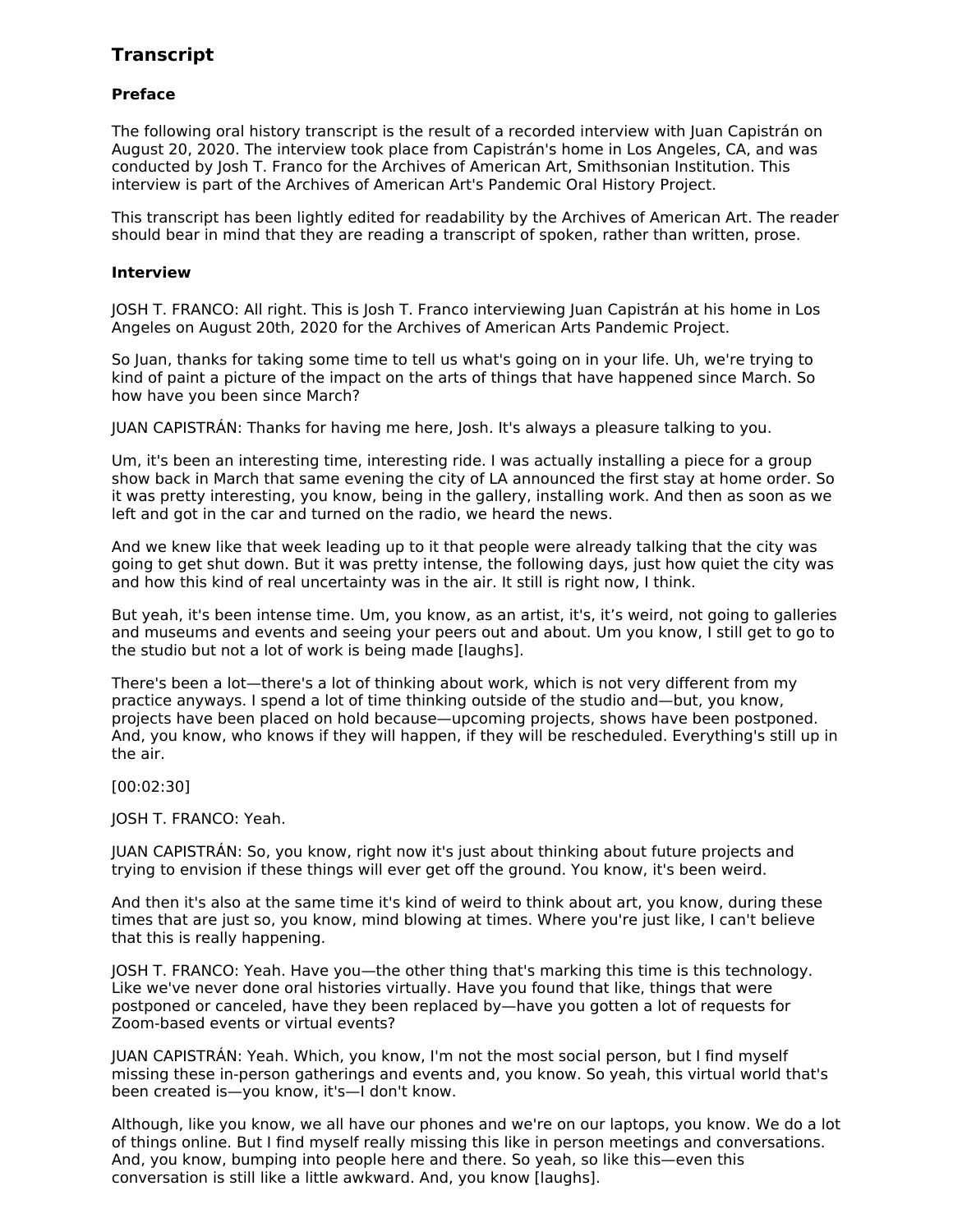## Transcript

### Preface

The following oral history transcript is the result of a recorded interview with Juan Capistrán on August 20, 2020. The interview took place from Capistrán's home in Los Angeles, CA, and was conducted by Josh T. Franco for the Archives of American Art, Smithsonian Institution. This interview is part of the Archives of American Art's Pandemic Oral History Project.

This transcript has been lightly edited for readability by the Archives of American Art. The reader should bear in mind that they are reading a transcript of spoken, rather than written, prose.

### Interview

JOSH T. FRANCO: All right. This is Josh T. Franco interviewing Juan Capistrán at his home in Los Angeles on August 20th, 2020 for the Archives of American Arts Pandemic Project.

So Juan, thanks for taking some time to tell us what's going on in your life. Uh, we're trying to kind of paint a picture of the impact on the arts of things that have happened since March. So how have you been since March?

JUAN CAPISTRÁN: Thanks for having me here, Josh. It's always a pleasure talking to you.

Um, it's been an interesting time, interesting ride. I was actually installing a piece for a group show back in March that same evening the city of LA announced the first stay at home order. So it was pretty interesting, you know, being in the gallery, installing work. And then as soon as we left and got in the car and turned on the radio, we heard the news.

And we knew like that week leading up to it that people were already talking that the city was going to get shut down. But it was pretty intense, the following days, just how quiet the city was and how this kind of real uncertainty was in the air. It still is right now, I think.

But yeah, it's been intense time. Um, you know, as an artist, it's, it's weird, not going to galleries and museums and events and seeing your peers out and about. Um you know, I still get to go to the studio but not a lot of work is being made [laughs].

There's been a lot—there's a lot of thinking about work, which is not very different from my practice anyways. I spend a lot of time thinking outside of the studio and—but, you know, projects have been placed on hold because—upcoming projects, shows have been postponed. And, you know, who knows if they will happen, if they will be rescheduled. Everything's still up in the air.

[00:02:30]

JOSH T. FRANCO: Yeah.

JUAN CAPISTRÁN: So, you know, right now it's just about thinking about future projects and trying to envision if these things will ever get off the ground. You know, it's been weird.

And then it's also at the same time it's kind of weird to think about art, you know, during these times that are just so, you know, mind blowing at times. Where you're just like, I can't believe that this is really happening.

JOSH T. FRANCO: Yeah. Have you—the other thing that's marking this time is this technology. Like we've never done oral histories virtually. Have you found that like, things that were postponed or canceled, have they been replaced by—have you gotten a lot of requests for Zoom-based events or virtual events?

JUAN CAPISTRÁN: Yeah. Which, you know, I'm not the most social person, but I find myself missing these in-person gatherings and events and, you know. So yeah, this virtual world that's been created is—you know, it's—I don't know.

Although, like you know, we all have our phones and we're on our laptops, you know. We do a lot of things online. But I find myself really missing this like in person meetings and conversations. And, you know, bumping into people here and there. So yeah, so like this—even this conversation is still like a little awkward. And, you know [laughs].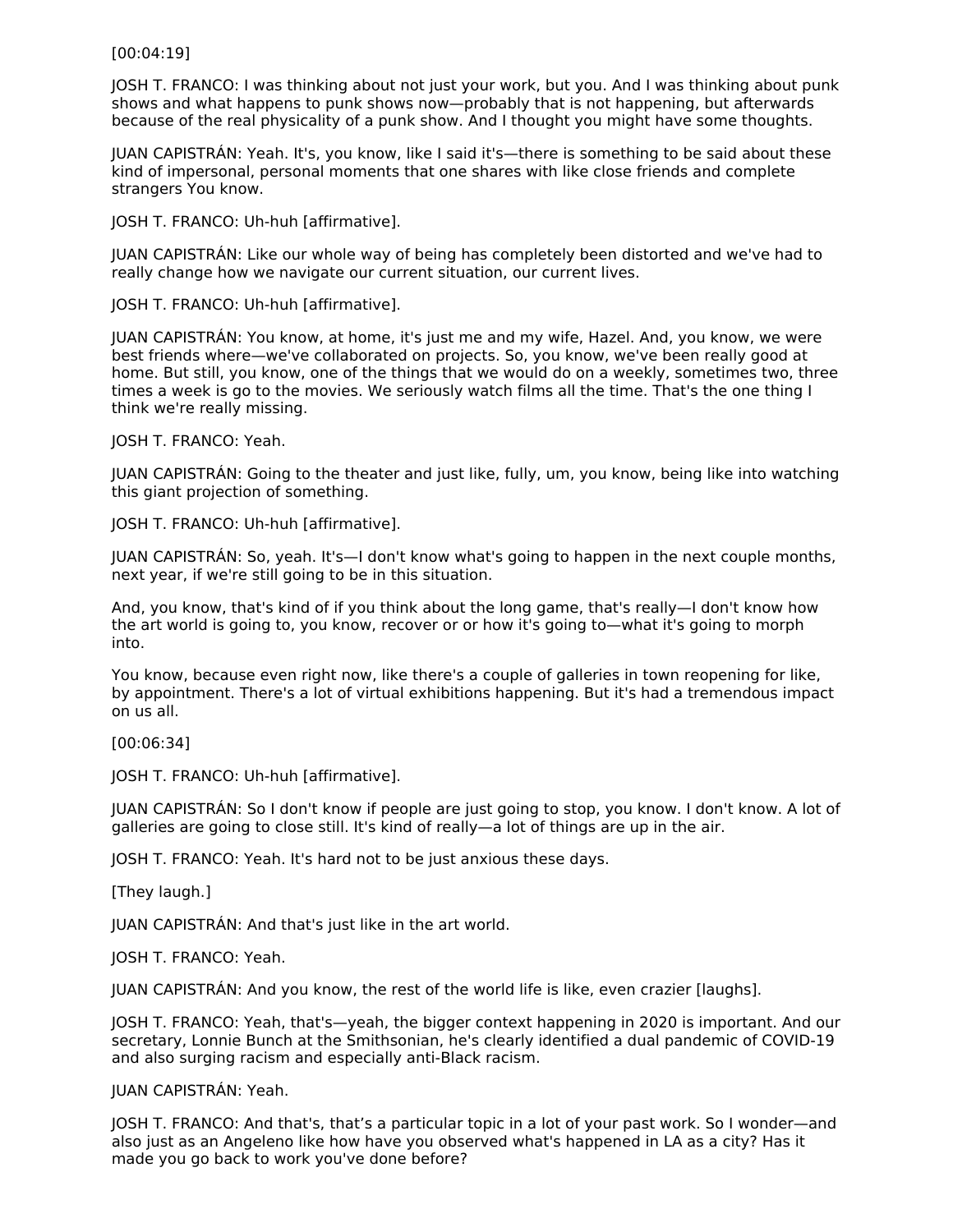[00:04:19]

JOSH T. FRANCO: I was thinking about not just your work, but you. And I was thinking about punk shows and what happens to punk shows now—probably that is not happening, but afterwards because of the real physicality of a punk show. And I thought you might have some thoughts.

JUAN CAPISTRÁN: Yeah. It's, you know, like I said it's—there is something to be said about these kind of impersonal, personal moments that one shares with like close friends and complete strangers You know.

JOSH T. FRANCO: Uh-huh [affirmative].

JUAN CAPISTRÁN: Like our whole way of being has completely been distorted and we've had to really change how we navigate our current situation, our current lives.

JOSH T. FRANCO: Uh-huh [affirmative].

JUAN CAPISTRÁN: You know, at home, it's just me and my wife, Hazel. And, you know, we were best friends where—we've collaborated on projects. So, you know, we've been really good at home. But still, you know, one of the things that we would do on a weekly, sometimes two, three times a week is go to the movies. We seriously watch films all the time. That's the one thing I think we're really missing.

JOSH T. FRANCO: Yeah.

JUAN CAPISTRÁN: Going to the theater and just like, fully, um, you know, being like into watching this giant projection of something.

JOSH T. FRANCO: Uh-huh [affirmative].

JUAN CAPISTRÁN: So, yeah. It's—I don't know what's going to happen in the next couple months, next year, if we're still going to be in this situation.

And, you know, that's kind of if you think about the long game, that's really—I don't know how the art world is going to, you know, recover or or how it's going to—what it's going to morph into.

You know, because even right now, like there's a couple of galleries in town reopening for like, by appointment. There's a lot of virtual exhibitions happening. But it's had a tremendous impact on us all.

[00:06:34]

JOSH T. FRANCO: Uh-huh [affirmative].

JUAN CAPISTRÁN: So I don't know if people are just going to stop, you know. I don't know. A lot of galleries are going to close still. It's kind of really—a lot of things are up in the air.

JOSH T. FRANCO: Yeah. It's hard not to be just anxious these days.

[They laugh.]

JUAN CAPISTRÁN: And that's just like in the art world.

JOSH T. FRANCO: Yeah.

JUAN CAPISTRÁN: And you know, the rest of the world life is like, even crazier [laughs].

JOSH T. FRANCO: Yeah, that's—yeah, the bigger context happening in 2020 is important. And our secretary, Lonnie Bunch at the Smithsonian, he's clearly identified a dual pandemic of COVID-19 and also surging racism and especially anti-Black racism.

JUAN CAPISTRÁN: Yeah.

JOSH T. FRANCO: And that's, that’s a particular topic in a lot of your past work. So I wonder—and also just as an Angeleno like how have you observed what's happened in LA as a city? Has it made you go back to work you've done before?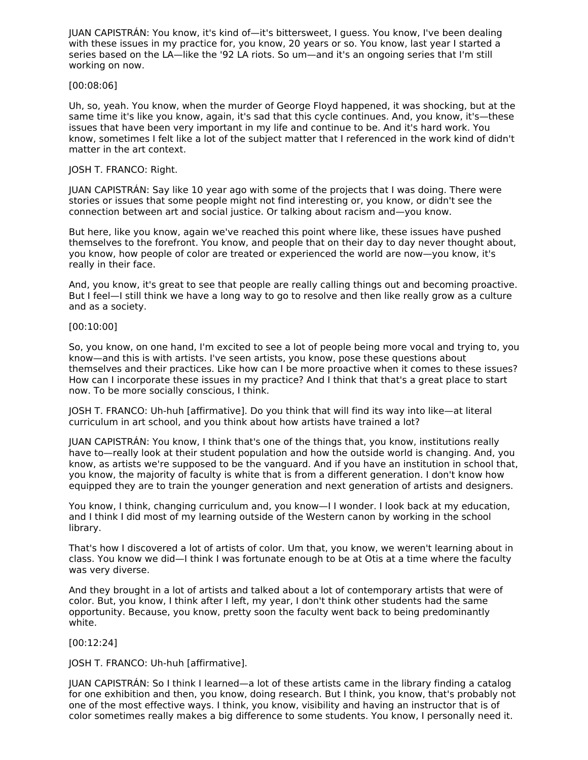JUAN CAPISTRÁN: You know, it's kind of—it's bittersweet, I guess. You know, I've been dealing with these issues in my practice for, you know, 20 years or so. You know, last year I started a series based on the LA—like the '92 LA riots. So um—and it's an ongoing series that I'm still working on now.

[00:08:06]

Uh, so, yeah. You know, when the murder of George Floyd happened, it was shocking, but at the same time it's like you know, again, it's sad that this cycle continues. And, you know, it's—these issues that have been very important in my life and continue to be. And it's hard work. You know, sometimes I felt like a lot of the subject matter that I referenced in the work kind of didn't matter in the art context.

JOSH T. FRANCO: Right.

JUAN CAPISTRÁN: Say like 10 year ago with some of the projects that I was doing. There were stories or issues that some people might not find interesting or, you know, or didn't see the connection between art and social justice. Or talking about racism and—you know.

But here, like you know, again we've reached this point where like, these issues have pushed themselves to the forefront. You know, and people that on their day to day never thought about, you know, how people of color are treated or experienced the world are now—you know, it's really in their face.

And, you know, it's great to see that people are really calling things out and becoming proactive. But I feel—I still think we have a long way to go to resolve and then like really grow as a culture and as a society.

[00:10:00]

So, you know, on one hand, I'm excited to see a lot of people being more vocal and trying to, you know—and this is with artists. I've seen artists, you know, pose these questions about themselves and their practices. Like how can I be more proactive when it comes to these issues? How can I incorporate these issues in my practice? And I think that that's a great place to start now. To be more socially conscious, I think.

JOSH T. FRANCO: Uh-huh [affirmative]. Do you think that will find its way into like—at literal curriculum in art school, and you think about how artists have trained a lot?

JUAN CAPISTRÁN: You know, I think that's one of the things that, you know, institutions really have to—really look at their student population and how the outside world is changing. And, you know, as artists we're supposed to be the vanguard. And if you have an institution in school that, you know, the majority of faculty is white that is from a different generation. I don't know how equipped they are to train the younger generation and next generation of artists and designers.

You know, I think, changing curriculum and, you know—I wonder. I look back at my education, and I think I did most of my learning outside of the Western canon by working in the school library.

That's how I discovered a lot of artists of color. Um that, you know, we weren't learning about in class. You know we did—I think I was fortunate enough to be at Otis at a time where the faculty was very diverse.

And they brought in a lot of artists and talked about a lot of contemporary artists that were of color. But, you know, I think after I left, my year, I don't think other students had the same opportunity. Because, you know, pretty soon the faculty went back to being predominantly white.

[00:12:24]

JOSH T. FRANCO: Uh-huh [affirmative].

JUAN CAPISTRÁN: So I think I learned—a lot of these artists came in the library finding a catalog for one exhibition and then, you know, doing research. But I think, you know, that's probably not one of the most effective ways. I think, you know, visibility and having an instructor that is of color sometimes really makes a big difference to some students. You know, I personally need it.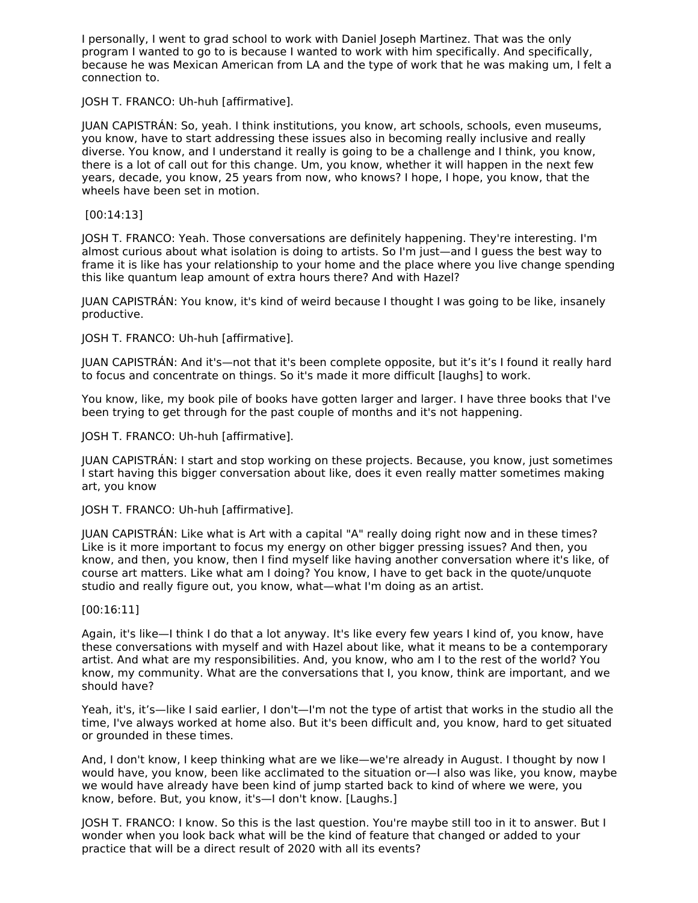I personally, I went to grad school to work with Daniel Joseph Martinez. That was the only program I wanted to go to is because I wanted to work with him specifically. And specifically, because he was Mexican American from LA and the type of work that he was making um, I felt a connection to.

JOSH T. FRANCO: Uh-huh [affirmative].

JUAN CAPISTRÁN: So, yeah. I think institutions, you know, art schools, schools, even museums, you know, have to start addressing these issues also in becoming really inclusive and really diverse. You know, and I understand it really is going to be a challenge and I think, you know, there is a lot of call out for this change. Um, you know, whether it will happen in the next few years, decade, you know, 25 years from now, who knows? I hope, I hope, you know, that the wheels have been set in motion.

[00:14:13]

JOSH T. FRANCO: Yeah. Those conversations are definitely happening. They're interesting. I'm almost curious about what isolation is doing to artists. So I'm just—and I guess the best way to frame it is like has your relationship to your home and the place where you live change spending this like quantum leap amount of extra hours there? And with Hazel?

JUAN CAPISTRÁN: You know, it's kind of weird because I thought I was going to be like, insanely productive.

JOSH T. FRANCO: Uh-huh [affirmative].

JUAN CAPISTRÁN: And it's—not that it's been complete opposite, but it's it's I found it really hard to focus and concentrate on things. So it's made it more difficult [laughs] to work.

You know, like, my book pile of books have gotten larger and larger. I have three books that I've been trying to get through for the past couple of months and it's not happening.

JOSH T. FRANCO: Uh-huh [affirmative].

JUAN CAPISTRÁN: I start and stop working on these projects. Because, you know, just sometimes I start having this bigger conversation about like, does it even really matter sometimes making art, you know

JOSH T. FRANCO: Uh-huh [affirmative].

JUAN CAPISTRÁN: Like what is Art with a capital "A" really doing right now and in these times? Like is it more important to focus my energy on other bigger pressing issues? And then, you know, and then, you know, then I find myself like having another conversation where it's like, of course art matters. Like what am I doing? You know, I have to get back in the quote/unquote studio and really figure out, you know, what—what I'm doing as an artist.

[00:16:11]

Again, it's like—I think I do that a lot anyway. It's like every few years I kind of, you know, have these conversations with myself and with Hazel about like, what it means to be a contemporary artist. And what are my responsibilities. And, you know, who am I to the rest of the world? You know, my community. What are the conversations that I, you know, think are important, and we should have?

Yeah, it's, it's—like I said earlier, I don't—I'm not the type of artist that works in the studio all the time, I've always worked at home also. But it's been difficult and, you know, hard to get situated or grounded in these times.

And, I don't know, I keep thinking what are we like—we're already in August. I thought by now I would have, you know, been like acclimated to the situation or—I also was like, you know, maybe we would have already have been kind of jump started back to kind of where we were, you know, before. But, you know, it's—I don't know. [Laughs.]

JOSH T. FRANCO: I know. So this is the last question. You're maybe still too in it to answer. But I wonder when you look back what will be the kind of feature that changed or added to your practice that will be a direct result of 2020 with all its events?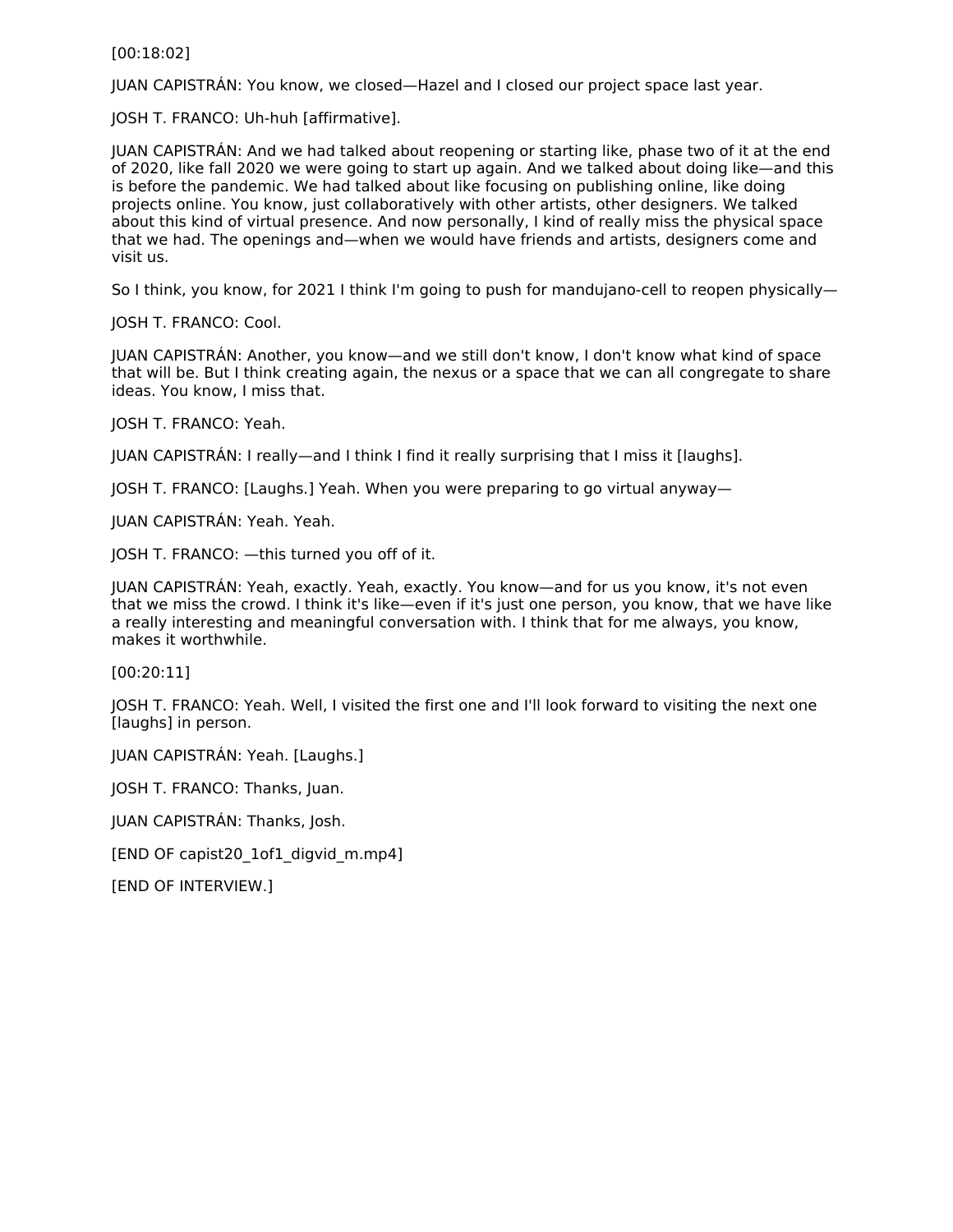[00:18:02]

JUAN CAPISTRÁN: You know, we closed—Hazel and I closed our project space last year.

JOSH T. FRANCO: Uh-huh [affirmative].

JUAN CAPISTRÁN: And we had talked about reopening or starting like, phase two of it at the end of 2020, like fall 2020 we were going to start up again. And we talked about doing like—and this is before the pandemic. We had talked about like focusing on publishing online, like doing projects online. You know, just collaboratively with other artists, other designers. We talked about this kind of virtual presence. And now personally, I kind of really miss the physical space that we had. The openings and—when we would have friends and artists, designers come and visit us.

So I think, you know, for 2021 I think I'm going to push for mandujano-cell to reopen physically—

JOSH T. FRANCO: Cool.

JUAN CAPISTRÁN: Another, you know—and we still don't know, I don't know what kind of space that will be. But I think creating again, the nexus or a space that we can all congregate to share ideas. You know, I miss that.

JOSH T. FRANCO: Yeah.

JUAN CAPISTRÁN: I really—and I think I find it really surprising that I miss it [laughs].

JOSH T. FRANCO: [Laughs.] Yeah. When you were preparing to go virtual anyway—

JUAN CAPISTRÁN: Yeah. Yeah.

JOSH T. FRANCO: —this turned you off of it.

JUAN CAPISTRÁN: Yeah, exactly. Yeah, exactly. You know—and for us you know, it's not even that we miss the crowd. I think it's like—even if it's just one person, you know, that we have like a really interesting and meaningful conversation with. I think that for me always, you know, makes it worthwhile.

[00:20:11]

JOSH T. FRANCO: Yeah. Well, I visited the first one and I'll look forward to visiting the next one [laughs] in person.

JUAN CAPISTRÁN: Yeah. [Laughs.]

JOSH T. FRANCO: Thanks, Juan.

JUAN CAPISTRÁN: Thanks, Josh.

[END OF capist20_1of1_digvid_m.mp4]

[END OF INTERVIEW.]